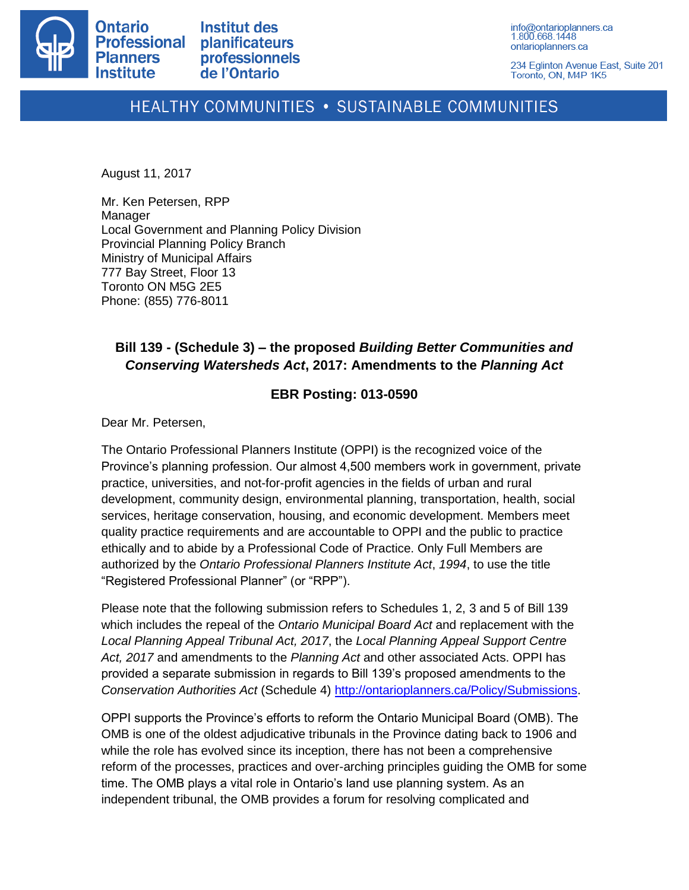Ontario Professional Planners Institute

Institut des planificateurs professionnels de l'Ontario

info@ontarioplanners.ca
1.800.668.1448
ontarioplanners.ca

234 Eglinton Avenue East, Suite 201
Toronto, ON, M4P 1K5

HEALTHY COMMUNITIES • SUSTAINABLE COMMUNITIES

August 11, 2017

Mr. Ken Petersen, RPP
Manager
Local Government and Planning Policy Division
Provincial Planning Policy Branch
Ministry of Municipal Affairs
777 Bay Street, Floor 13
Toronto ON M5G 2E5
Phone: (855) 776-8011

**Bill 139 - (Schedule 3) – the proposed *Building Better Communities and Conserving Watersheds Act*, 2017: Amendments to the *Planning Act***

**EBR Posting: 013-0590**

Dear Mr. Petersen,

The Ontario Professional Planners Institute (OPPI) is the recognized voice of the Province's planning profession. Our almost 4,500 members work in government, private practice, universities, and not-for-profit agencies in the fields of urban and rural development, community design, environmental planning, transportation, health, social services, heritage conservation, housing, and economic development. Members meet quality practice requirements and are accountable to OPPI and the public to practice ethically and to abide by a Professional Code of Practice. Only Full Members are authorized by the *Ontario Professional Planners Institute Act*, *1994*, to use the title "Registered Professional Planner" (or "RPP").

Please note that the following submission refers to Schedules 1, 2, 3 and 5 of Bill 139 which includes the repeal of the *Ontario Municipal Board Act* and replacement with the *Local Planning Appeal Tribunal Act, 2017*, the *Local Planning Appeal Support Centre Act, 2017* and amendments to the *Planning Act* and other associated Acts. OPPI has provided a separate submission in regards to Bill 139's proposed amendments to the *Conservation Authorities Act* (Schedule 4) http://ontarioplanners.ca/Policy/Submissions.

OPPI supports the Province's efforts to reform the Ontario Municipal Board (OMB). The OMB is one of the oldest adjudicative tribunals in the Province dating back to 1906 and while the role has evolved since its inception, there has not been a comprehensive reform of the processes, practices and over-arching principles guiding the OMB for some time. The OMB plays a vital role in Ontario's land use planning system. As an independent tribunal, the OMB provides a forum for resolving complicated and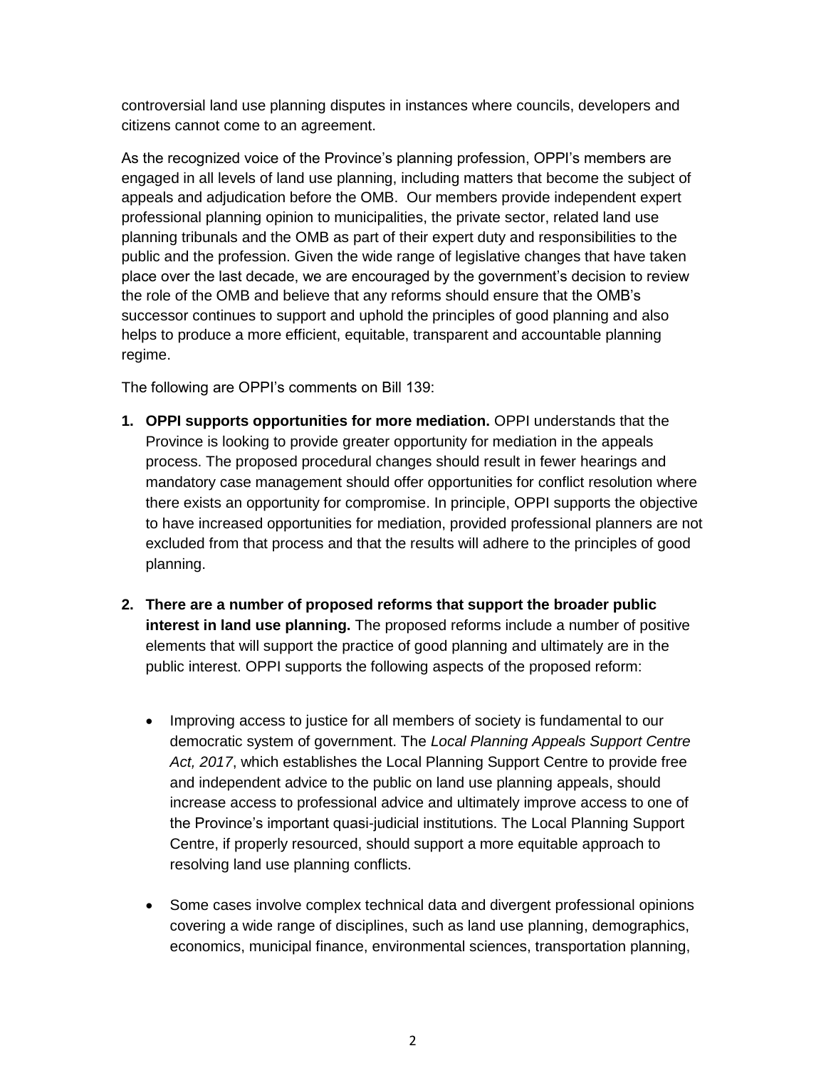controversial land use planning disputes in instances where councils, developers and citizens cannot come to an agreement.

As the recognized voice of the Province's planning profession, OPPI's members are engaged in all levels of land use planning, including matters that become the subject of appeals and adjudication before the OMB. Our members provide independent expert professional planning opinion to municipalities, the private sector, related land use planning tribunals and the OMB as part of their expert duty and responsibilities to the public and the profession. Given the wide range of legislative changes that have taken place over the last decade, we are encouraged by the government's decision to review the role of the OMB and believe that any reforms should ensure that the OMB's successor continues to support and uphold the principles of good planning and also helps to produce a more efficient, equitable, transparent and accountable planning regime.

The following are OPPI's comments on Bill 139:

1. **OPPI supports opportunities for more mediation.** OPPI understands that the Province is looking to provide greater opportunity for mediation in the appeals process. The proposed procedural changes should result in fewer hearings and mandatory case management should offer opportunities for conflict resolution where there exists an opportunity for compromise. In principle, OPPI supports the objective to have increased opportunities for mediation, provided professional planners are not excluded from that process and that the results will adhere to the principles of good planning.

2. **There are a number of proposed reforms that support the broader public interest in land use planning.** The proposed reforms include a number of positive elements that will support the practice of good planning and ultimately are in the public interest. OPPI supports the following aspects of the proposed reform:

   - Improving access to justice for all members of society is fundamental to our democratic system of government. The *Local Planning Appeals Support Centre Act, 2017*, which establishes the Local Planning Support Centre to provide free and independent advice to the public on land use planning appeals, should increase access to professional advice and ultimately improve access to one of the Province's important quasi-judicial institutions. The Local Planning Support Centre, if properly resourced, should support a more equitable approach to resolving land use planning conflicts.

   - Some cases involve complex technical data and divergent professional opinions covering a wide range of disciplines, such as land use planning, demographics, economics, municipal finance, environmental sciences, transportation planning,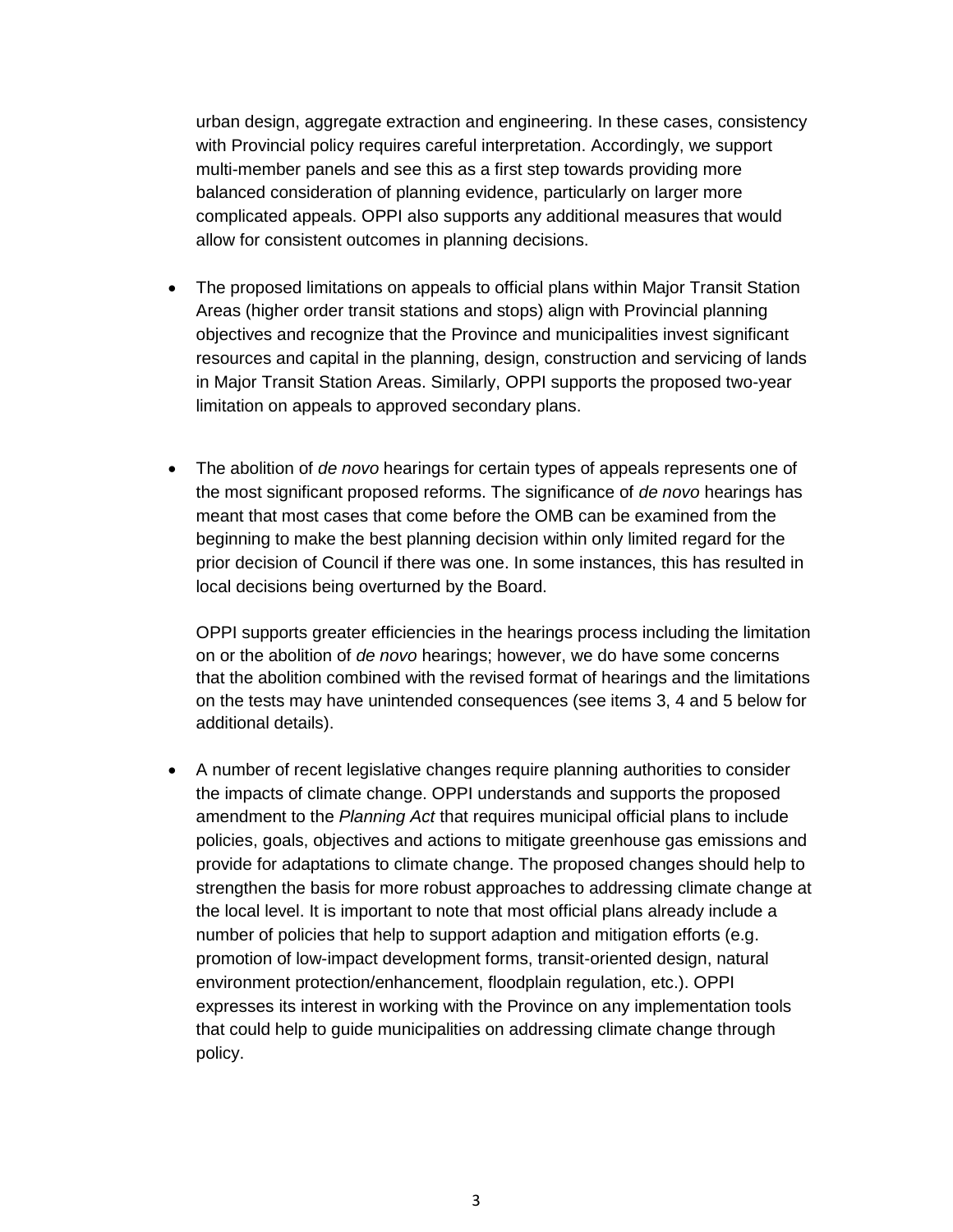urban design, aggregate extraction and engineering. In these cases, consistency with Provincial policy requires careful interpretation. Accordingly, we support multi-member panels and see this as a first step towards providing more balanced consideration of planning evidence, particularly on larger more complicated appeals. OPPI also supports any additional measures that would allow for consistent outcomes in planning decisions.

- The proposed limitations on appeals to official plans within Major Transit Station Areas (higher order transit stations and stops) align with Provincial planning objectives and recognize that the Province and municipalities invest significant resources and capital in the planning, design, construction and servicing of lands in Major Transit Station Areas. Similarly, OPPI supports the proposed two-year limitation on appeals to approved secondary plans.

- The abolition of *de novo* hearings for certain types of appeals represents one of the most significant proposed reforms. The significance of *de novo* hearings has meant that most cases that come before the OMB can be examined from the beginning to make the best planning decision within only limited regard for the prior decision of Council if there was one. In some instances, this has resulted in local decisions being overturned by the Board.

  OPPI supports greater efficiencies in the hearings process including the limitation on or the abolition of *de novo* hearings; however, we do have some concerns that the abolition combined with the revised format of hearings and the limitations on the tests may have unintended consequences (see items 3, 4 and 5 below for additional details).

- A number of recent legislative changes require planning authorities to consider the impacts of climate change. OPPI understands and supports the proposed amendment to the *Planning Act* that requires municipal official plans to include policies, goals, objectives and actions to mitigate greenhouse gas emissions and provide for adaptations to climate change. The proposed changes should help to strengthen the basis for more robust approaches to addressing climate change at the local level. It is important to note that most official plans already include a number of policies that help to support adaption and mitigation efforts (e.g. promotion of low-impact development forms, transit-oriented design, natural environment protection/enhancement, floodplain regulation, etc.). OPPI expresses its interest in working with the Province on any implementation tools that could help to guide municipalities on addressing climate change through policy.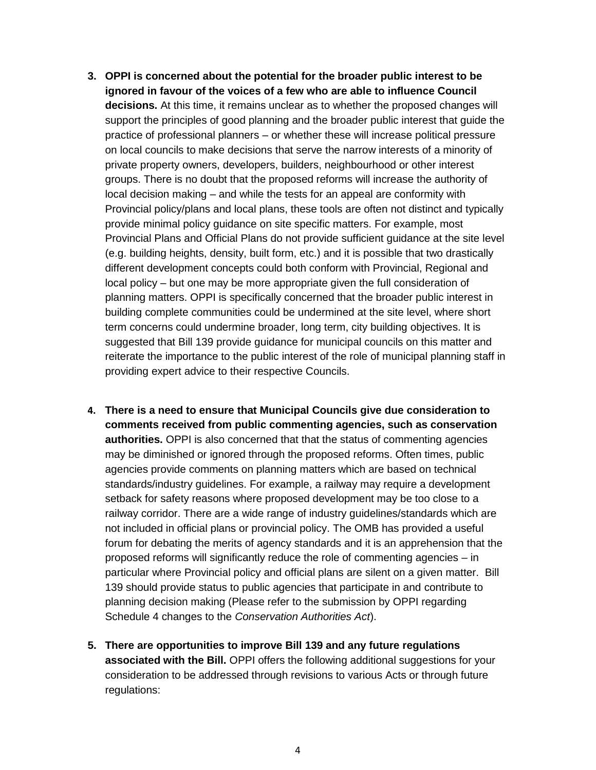3. **OPPI is concerned about the potential for the broader public interest to be ignored in favour of the voices of a few who are able to influence Council decisions.** At this time, it remains unclear as to whether the proposed changes will support the principles of good planning and the broader public interest that guide the practice of professional planners – or whether these will increase political pressure on local councils to make decisions that serve the narrow interests of a minority of private property owners, developers, builders, neighbourhood or other interest groups. There is no doubt that the proposed reforms will increase the authority of local decision making – and while the tests for an appeal are conformity with Provincial policy/plans and local plans, these tools are often not distinct and typically provide minimal policy guidance on site specific matters. For example, most Provincial Plans and Official Plans do not provide sufficient guidance at the site level (e.g. building heights, density, built form, etc.) and it is possible that two drastically different development concepts could both conform with Provincial, Regional and local policy – but one may be more appropriate given the full consideration of planning matters. OPPI is specifically concerned that the broader public interest in building complete communities could be undermined at the site level, where short term concerns could undermine broader, long term, city building objectives. It is suggested that Bill 139 provide guidance for municipal councils on this matter and reiterate the importance to the public interest of the role of municipal planning staff in providing expert advice to their respective Councils.

4. **There is a need to ensure that Municipal Councils give due consideration to comments received from public commenting agencies, such as conservation authorities.** OPPI is also concerned that that the status of commenting agencies may be diminished or ignored through the proposed reforms. Often times, public agencies provide comments on planning matters which are based on technical standards/industry guidelines. For example, a railway may require a development setback for safety reasons where proposed development may be too close to a railway corridor. There are a wide range of industry guidelines/standards which are not included in official plans or provincial policy. The OMB has provided a useful forum for debating the merits of agency standards and it is an apprehension that the proposed reforms will significantly reduce the role of commenting agencies – in particular where Provincial policy and official plans are silent on a given matter. Bill 139 should provide status to public agencies that participate in and contribute to planning decision making (Please refer to the submission by OPPI regarding Schedule 4 changes to the *Conservation Authorities Act*).

5. **There are opportunities to improve Bill 139 and any future regulations associated with the Bill.** OPPI offers the following additional suggestions for your consideration to be addressed through revisions to various Acts or through future regulations: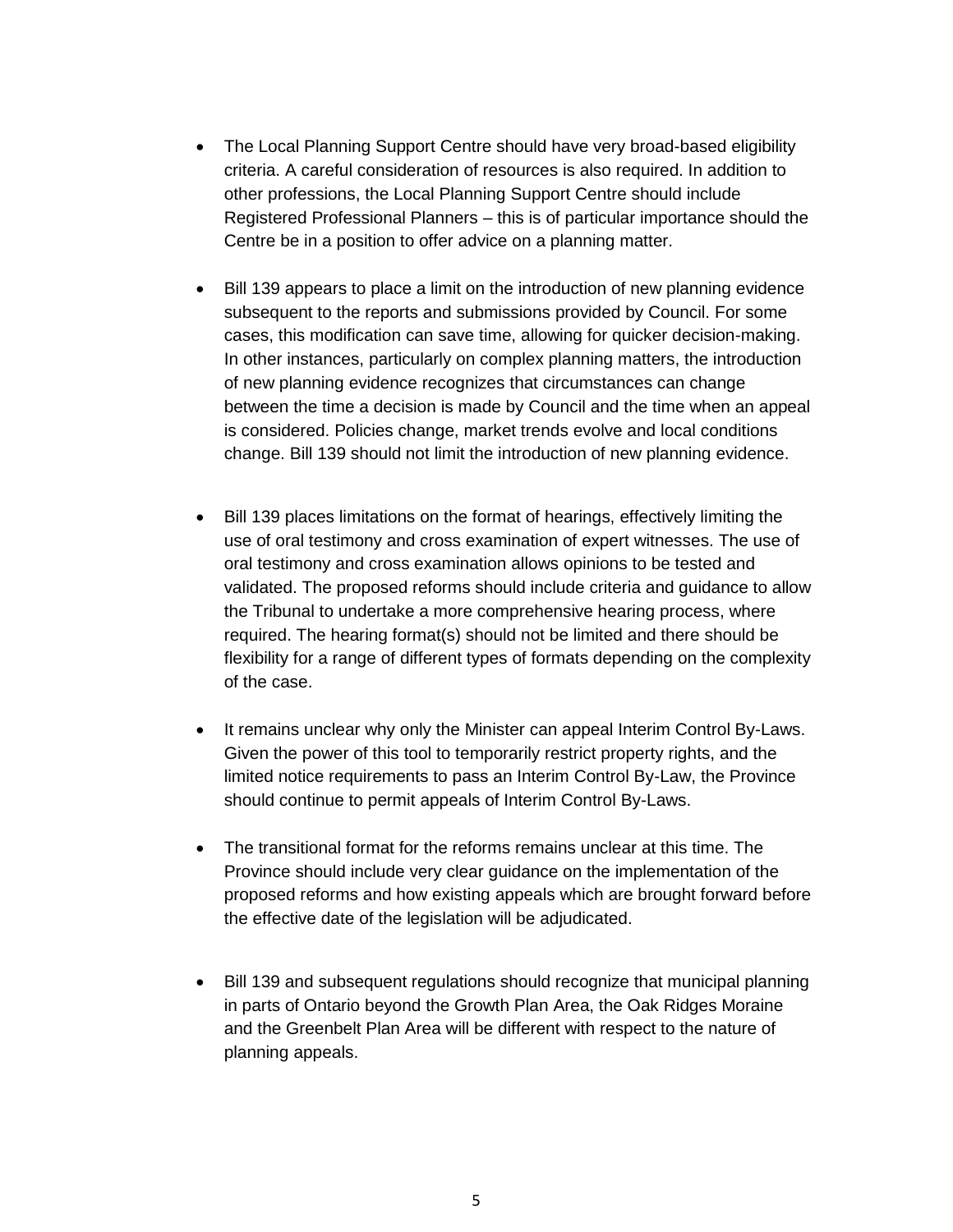- The Local Planning Support Centre should have very broad-based eligibility criteria. A careful consideration of resources is also required. In addition to other professions, the Local Planning Support Centre should include Registered Professional Planners – this is of particular importance should the Centre be in a position to offer advice on a planning matter.

- Bill 139 appears to place a limit on the introduction of new planning evidence subsequent to the reports and submissions provided by Council. For some cases, this modification can save time, allowing for quicker decision-making. In other instances, particularly on complex planning matters, the introduction of new planning evidence recognizes that circumstances can change between the time a decision is made by Council and the time when an appeal is considered. Policies change, market trends evolve and local conditions change. Bill 139 should not limit the introduction of new planning evidence.

- Bill 139 places limitations on the format of hearings, effectively limiting the use of oral testimony and cross examination of expert witnesses. The use of oral testimony and cross examination allows opinions to be tested and validated. The proposed reforms should include criteria and guidance to allow the Tribunal to undertake a more comprehensive hearing process, where required. The hearing format(s) should not be limited and there should be flexibility for a range of different types of formats depending on the complexity of the case.

- It remains unclear why only the Minister can appeal Interim Control By-Laws. Given the power of this tool to temporarily restrict property rights, and the limited notice requirements to pass an Interim Control By-Law, the Province should continue to permit appeals of Interim Control By-Laws.

- The transitional format for the reforms remains unclear at this time. The Province should include very clear guidance on the implementation of the proposed reforms and how existing appeals which are brought forward before the effective date of the legislation will be adjudicated.

- Bill 139 and subsequent regulations should recognize that municipal planning in parts of Ontario beyond the Growth Plan Area, the Oak Ridges Moraine and the Greenbelt Plan Area will be different with respect to the nature of planning appeals.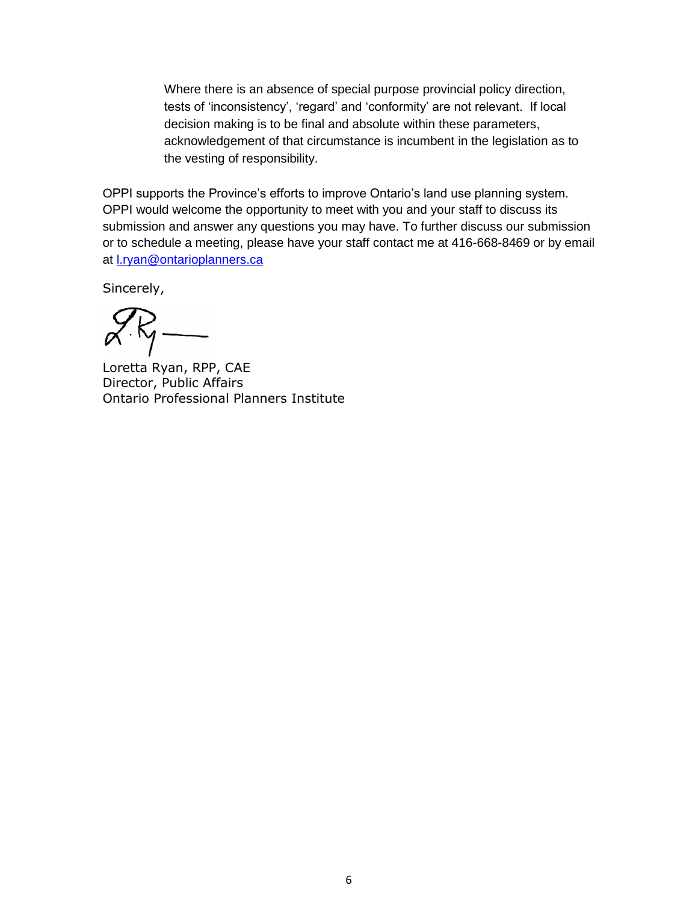> Where there is an absence of special purpose provincial policy direction, tests of 'inconsistency', 'regard' and 'conformity' are not relevant. If local decision making is to be final and absolute within these parameters, acknowledgement of that circumstance is incumbent in the legislation as to the vesting of responsibility.

OPPI supports the Province's efforts to improve Ontario's land use planning system. OPPI would welcome the opportunity to meet with you and your staff to discuss its submission and answer any questions you may have. To further discuss our submission or to schedule a meeting, please have your staff contact me at 416-668-8469 or by email at l.ryan@ontarioplanners.ca

Sincerely,

Loretta Ryan, RPP, CAE
Director, Public Affairs
Ontario Professional Planners Institute